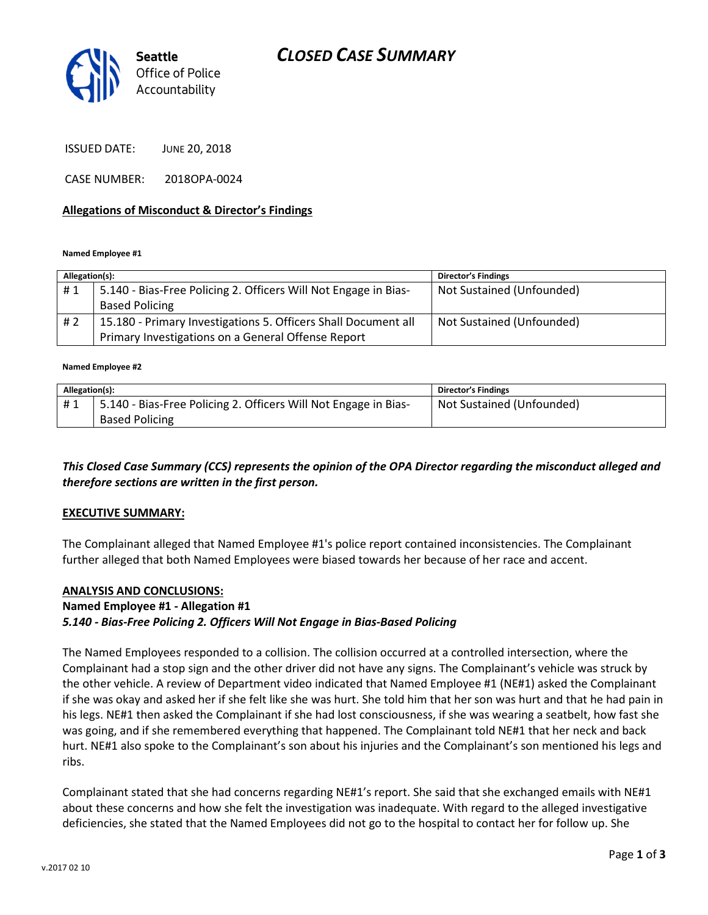# CLOSED CASE SUMMARY

Seattle Office of Police Accountability

ISSUED DATE: JUNE 20, 2018

CASE NUMBER: 2018OPA-0024

## Allegations of Misconduct & Director's Findings

**Named Employee #1**

| Allegation(s): | | Director's Findings |
|---|---|---|
| # 1 | 5.140 - Bias-Free Policing 2. Officers Will Not Engage in Bias-Based Policing | Not Sustained (Unfounded) |
| # 2 | 15.180 - Primary Investigations 5. Officers Shall Document all Primary Investigations on a General Offense Report | Not Sustained (Unfounded) |

**Named Employee #2**

| Allegation(s): | | Director's Findings |
|---|---|---|
| # 1 | 5.140 - Bias-Free Policing 2. Officers Will Not Engage in Bias-Based Policing | Not Sustained (Unfounded) |

***This Closed Case Summary (CCS) represents the opinion of the OPA Director regarding the misconduct alleged and therefore sections are written in the first person.***

**EXECUTIVE SUMMARY:**

The Complainant alleged that Named Employee #1's police report contained inconsistencies. The Complainant further alleged that both Named Employees were biased towards her because of her race and accent.

**ANALYSIS AND CONCLUSIONS:**

**Named Employee #1 - Allegation #1**
***5.140 - Bias-Free Policing 2. Officers Will Not Engage in Bias-Based Policing***

The Named Employees responded to a collision. The collision occurred at a controlled intersection, where the Complainant had a stop sign and the other driver did not have any signs. The Complainant's vehicle was struck by the other vehicle. A review of Department video indicated that Named Employee #1 (NE#1) asked the Complainant if she was okay and asked her if she felt like she was hurt. She told him that her son was hurt and that he had pain in his legs. NE#1 then asked the Complainant if she had lost consciousness, if she was wearing a seatbelt, how fast she was going, and if she remembered everything that happened. The Complainant told NE#1 that her neck and back hurt. NE#1 also spoke to the Complainant's son about his injuries and the Complainant's son mentioned his legs and ribs.

Complainant stated that she had concerns regarding NE#1's report. She said that she exchanged emails with NE#1 about these concerns and how she felt the investigation was inadequate. With regard to the alleged investigative deficiencies, she stated that the Named Employees did not go to the hospital to contact her for follow up. She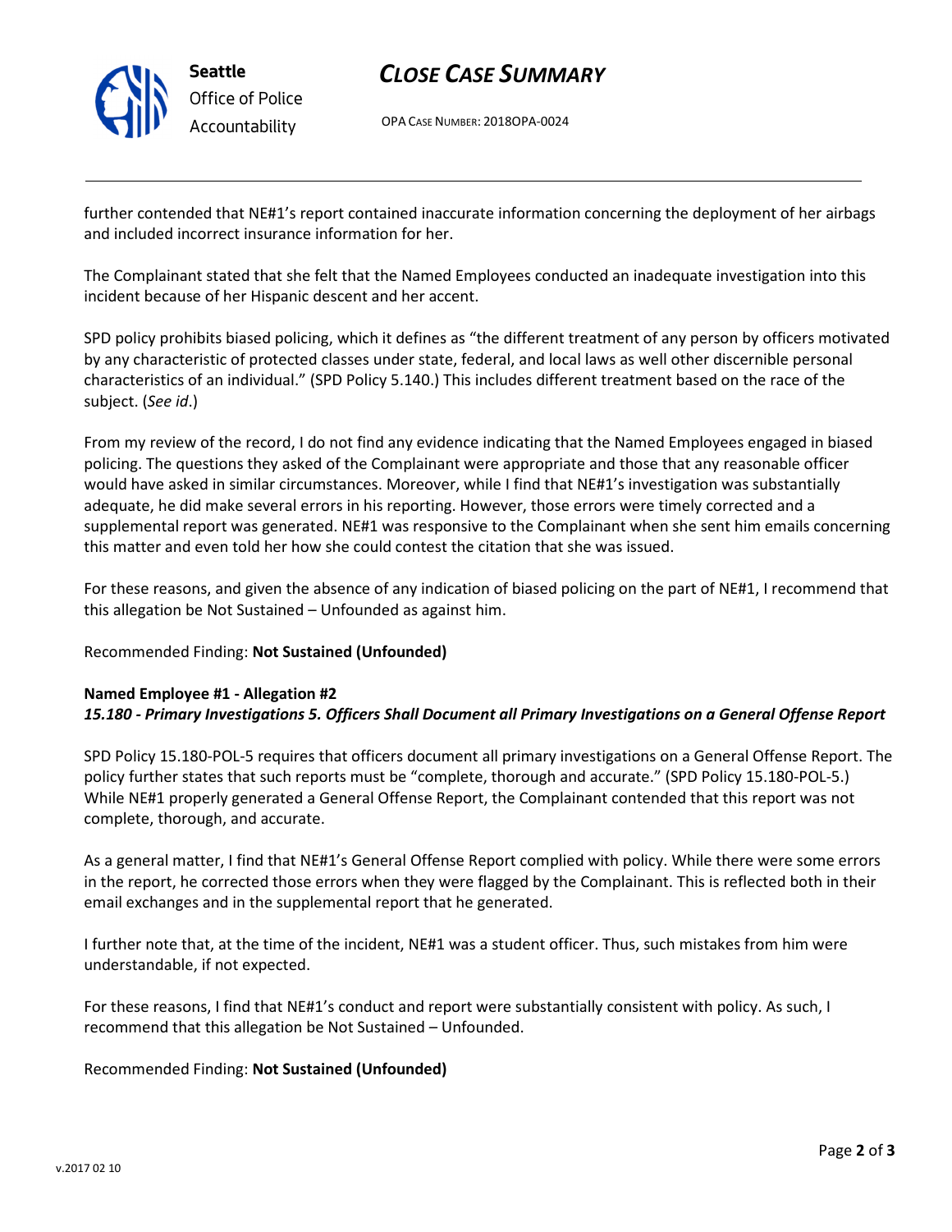further contended that NE#1's report contained inaccurate information concerning the deployment of her airbags and included incorrect insurance information for her.

The Complainant stated that she felt that the Named Employees conducted an inadequate investigation into this incident because of her Hispanic descent and her accent.

SPD policy prohibits biased policing, which it defines as "the different treatment of any person by officers motivated by any characteristic of protected classes under state, federal, and local laws as well other discernible personal characteristics of an individual." (SPD Policy 5.140.) This includes different treatment based on the race of the subject. (*See id*.)

From my review of the record, I do not find any evidence indicating that the Named Employees engaged in biased policing. The questions they asked of the Complainant were appropriate and those that any reasonable officer would have asked in similar circumstances. Moreover, while I find that NE#1's investigation was substantially adequate, he did make several errors in his reporting. However, those errors were timely corrected and a supplemental report was generated. NE#1 was responsive to the Complainant when she sent him emails concerning this matter and even told her how she could contest the citation that she was issued.

For these reasons, and given the absence of any indication of biased policing on the part of NE#1, I recommend that this allegation be Not Sustained – Unfounded as against him.

Recommended Finding: **Not Sustained (Unfounded)**

**Named Employee #1 - Allegation #2**
***15.180 - Primary Investigations 5. Officers Shall Document all Primary Investigations on a General Offense Report***

SPD Policy 15.180-POL-5 requires that officers document all primary investigations on a General Offense Report. The policy further states that such reports must be "complete, thorough and accurate." (SPD Policy 15.180-POL-5.) While NE#1 properly generated a General Offense Report, the Complainant contended that this report was not complete, thorough, and accurate.

As a general matter, I find that NE#1's General Offense Report complied with policy. While there were some errors in the report, he corrected those errors when they were flagged by the Complainant. This is reflected both in their email exchanges and in the supplemental report that he generated.

I further note that, at the time of the incident, NE#1 was a student officer. Thus, such mistakes from him were understandable, if not expected.

For these reasons, I find that NE#1's conduct and report were substantially consistent with policy. As such, I recommend that this allegation be Not Sustained – Unfounded.

Recommended Finding: **Not Sustained (Unfounded)**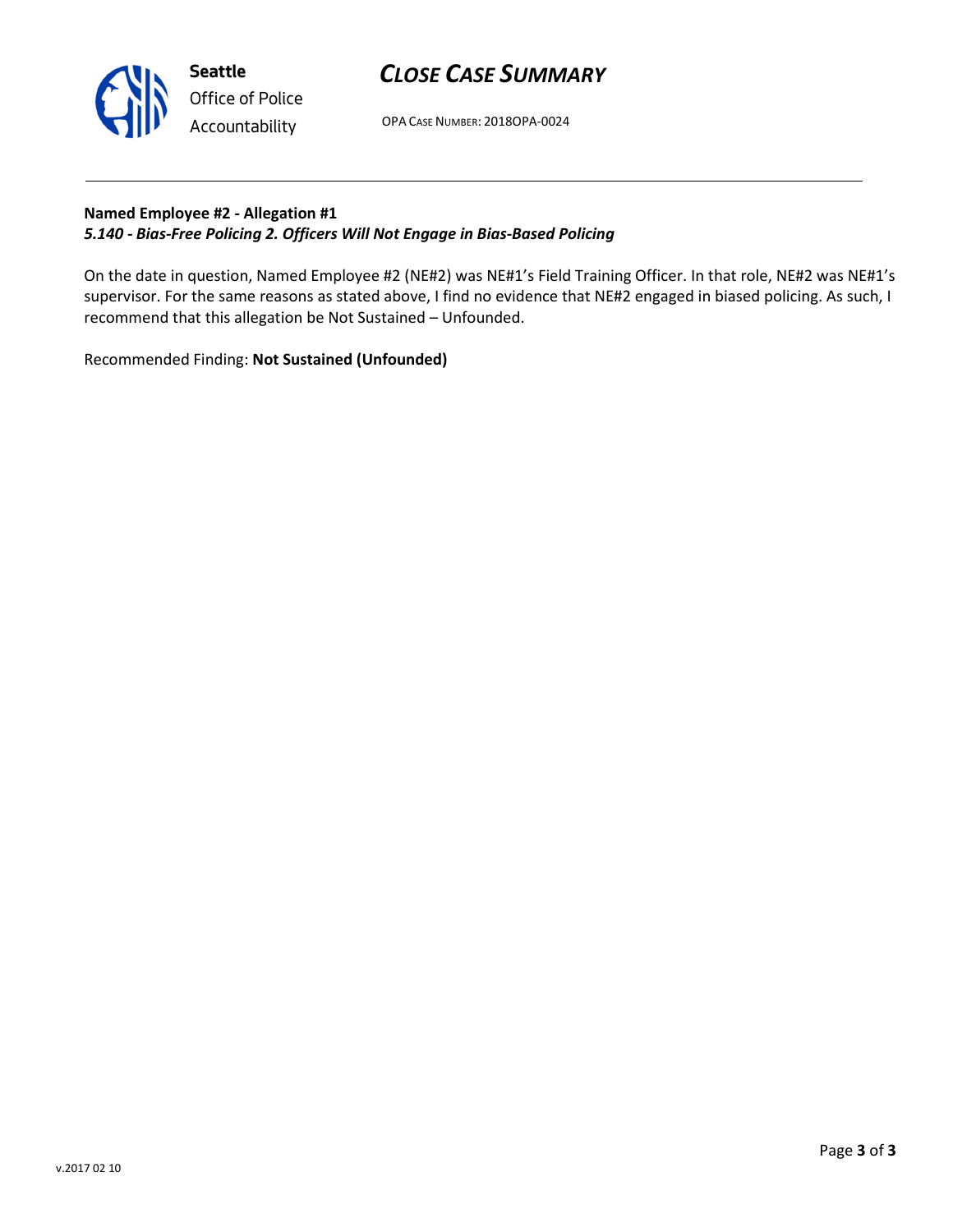**Named Employee #2 - Allegation #1**
***5.140 - Bias-Free Policing 2. Officers Will Not Engage in Bias-Based Policing***

On the date in question, Named Employee #2 (NE#2) was NE#1's Field Training Officer. In that role, NE#2 was NE#1's supervisor. For the same reasons as stated above, I find no evidence that NE#2 engaged in biased policing. As such, I recommend that this allegation be Not Sustained – Unfounded.

Recommended Finding: **Not Sustained (Unfounded)**